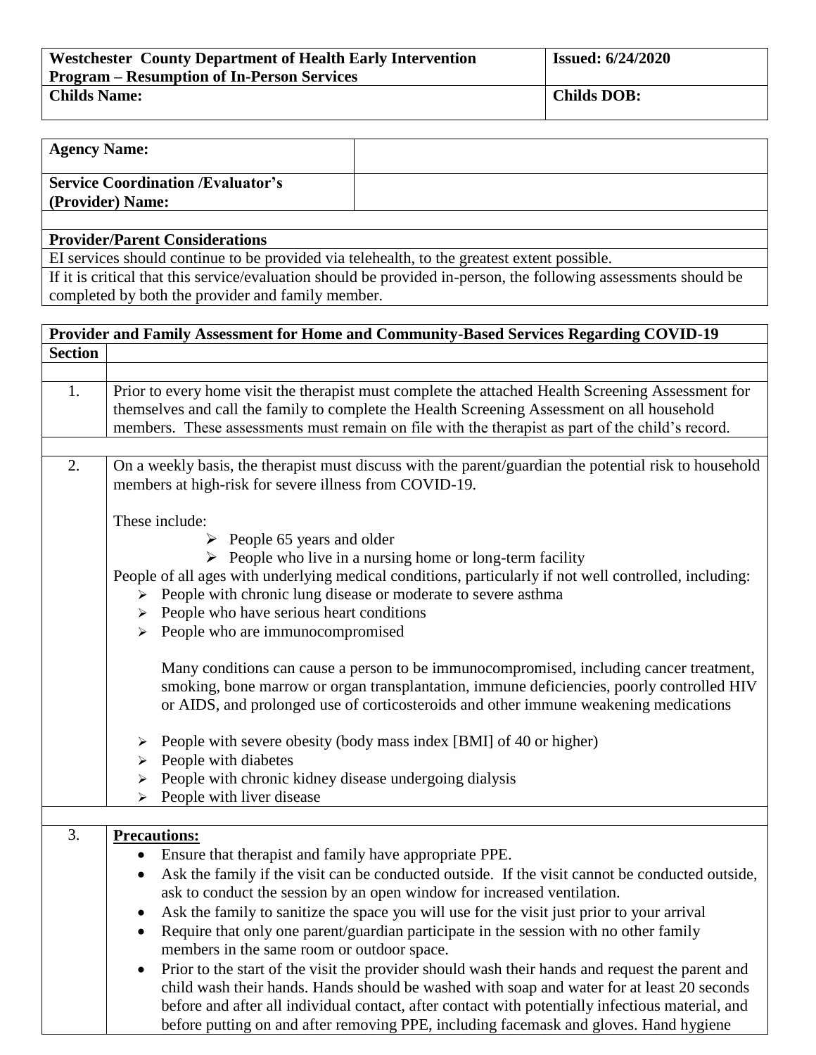| Westchester County Department of Health Early Intervention Program – Resumption of In-Person Services | Issued: 6/24/2020 |
| --- | --- |
| Childs Name: | Childs DOB: |

| Agency Name: | |
| --- | --- |
| Service Coordination /Evaluator's (Provider) Name: | |

**Provider/Parent Considerations**

EI services should continue to be provided via telehealth, to the greatest extent possible.

If it is critical that this service/evaluation should be provided in-person, the following assessments should be completed by both the provider and family member.

**Provider and Family Assessment for Home and Community-Based Services Regarding COVID-19**

| Section | |
| --- | --- |
| 1. | Prior to every home visit the therapist must complete the attached Health Screening Assessment for themselves and call the family to complete the Health Screening Assessment on all household members. These assessments must remain on file with the therapist as part of the child's record. |
| 2. | On a weekly basis, the therapist must discuss with the parent/guardian the potential risk to household members at high-risk for severe illness from COVID-19.<br><br>These include:<br>➢ People 65 years and older<br>➢ People who live in a nursing home or long-term facility<br>People of all ages with underlying medical conditions, particularly if not well controlled, including:<br>➢ People with chronic lung disease or moderate to severe asthma<br>➢ People who have serious heart conditions<br>➢ People who are immunocompromised<br><br>Many conditions can cause a person to be immunocompromised, including cancer treatment, smoking, bone marrow or organ transplantation, immune deficiencies, poorly controlled HIV or AIDS, and prolonged use of corticosteroids and other immune weakening medications<br><br>➢ People with severe obesity (body mass index [BMI] of 40 or higher)<br>➢ People with diabetes<br>➢ People with chronic kidney disease undergoing dialysis<br>➢ People with liver disease |
| 3. | **Precautions:**<br>• Ensure that therapist and family have appropriate PPE.<br>• Ask the family if the visit can be conducted outside. If the visit cannot be conducted outside, ask to conduct the session by an open window for increased ventilation.<br>• Ask the family to sanitize the space you will use for the visit just prior to your arrival<br>• Require that only one parent/guardian participate in the session with no other family members in the same room or outdoor space.<br>• Prior to the start of the visit the provider should wash their hands and request the parent and child wash their hands. Hands should be washed with soap and water for at least 20 seconds before and after all individual contact, after contact with potentially infectious material, and before putting on and after removing PPE, including facemask and gloves. Hand hygiene |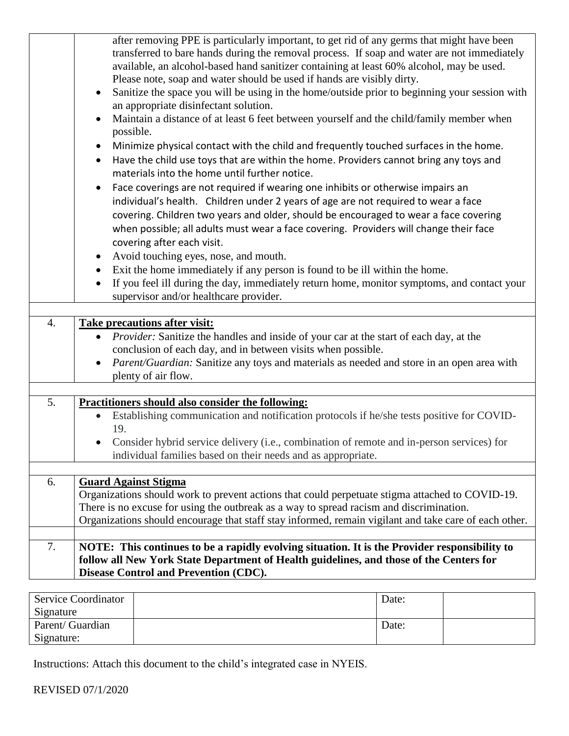| | |
|---|---|
| | after removing PPE is particularly important, to get rid of any germs that might have been transferred to bare hands during the removal process. If soap and water are not immediately available, an alcohol-based hand sanitizer containing at least 60% alcohol, may be used. Please note, soap and water should be used if hands are visibly dirty.<br>• Sanitize the space you will be using in the home/outside prior to beginning your session with an appropriate disinfectant solution.<br>• Maintain a distance of at least 6 feet between yourself and the child/family member when possible.<br>• Minimize physical contact with the child and frequently touched surfaces in the home.<br>• Have the child use toys that are within the home. Providers cannot bring any toys and materials into the home until further notice.<br>• Face coverings are not required if wearing one inhibits or otherwise impairs an individual's health. Children under 2 years of age are not required to wear a face covering. Children two years and older, should be encouraged to wear a face covering when possible; all adults must wear a face covering. Providers will change their face covering after each visit.<br>• Avoid touching eyes, nose, and mouth.<br>• Exit the home immediately if any person is found to be ill within the home.<br>• If you feel ill during the day, immediately return home, monitor symptoms, and contact your supervisor and/or healthcare provider. |
| | |
| 4. | **Take precautions after visit:**<br>• *Provider:* Sanitize the handles and inside of your car at the start of each day, at the conclusion of each day, and in between visits when possible.<br>• *Parent/Guardian:* Sanitize any toys and materials as needed and store in an open area with plenty of air flow. |
| | |
| 5. | **Practitioners should also consider the following:**<br>• Establishing communication and notification protocols if he/she tests positive for COVID-19.<br>• Consider hybrid service delivery (i.e., combination of remote and in-person services) for individual families based on their needs and as appropriate. |
| | |
| 6. | **Guard Against Stigma**<br>Organizations should work to prevent actions that could perpetuate stigma attached to COVID-19. There is no excuse for using the outbreak as a way to spread racism and discrimination. Organizations should encourage that staff stay informed, remain vigilant and take care of each other. |
| | |
| 7. | **NOTE: This continues to be a rapidly evolving situation. It is the Provider responsibility to follow all New York State Department of Health guidelines, and those of the Centers for Disease Control and Prevention (CDC).** |

| | | | |
|---|---|---|---|
| Service Coordinator Signature | | Date: | |
| Parent/ Guardian Signature: | | Date: | |

Instructions: Attach this document to the child's integrated case in NYEIS.

REVISED 07/1/2020